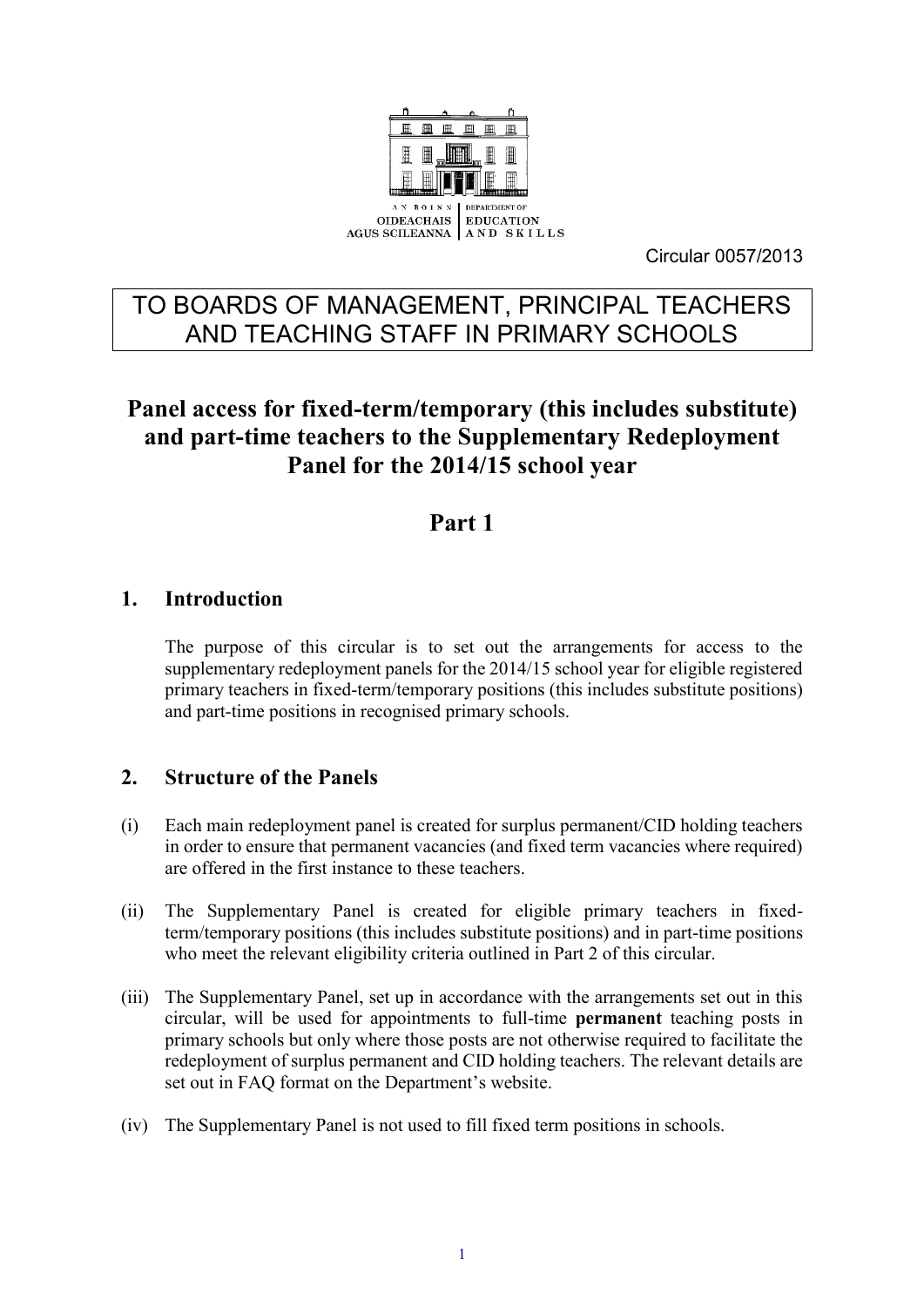AN ROINN OIDEACHAIS AGUS SCILEANNA | DEPARTMENT OF EDUCATION AND SKILLS

Circular 0057/2013

TO BOARDS OF MANAGEMENT, PRINCIPAL TEACHERS AND TEACHING STAFF IN PRIMARY SCHOOLS

# Panel access for fixed-term/temporary (this includes substitute) and part-time teachers to the Supplementary Redeployment Panel for the 2014/15 school year

# Part 1

## 1. Introduction

The purpose of this circular is to set out the arrangements for access to the supplementary redeployment panels for the 2014/15 school year for eligible registered primary teachers in fixed-term/temporary positions (this includes substitute positions) and part-time positions in recognised primary schools.

## 2. Structure of the Panels

(i) Each main redeployment panel is created for surplus permanent/CID holding teachers in order to ensure that permanent vacancies (and fixed term vacancies where required) are offered in the first instance to these teachers.

(ii) The Supplementary Panel is created for eligible primary teachers in fixed-term/temporary positions (this includes substitute positions) and in part-time positions who meet the relevant eligibility criteria outlined in Part 2 of this circular.

(iii) The Supplementary Panel, set up in accordance with the arrangements set out in this circular, will be used for appointments to full-time **permanent** teaching posts in primary schools but only where those posts are not otherwise required to facilitate the redeployment of surplus permanent and CID holding teachers. The relevant details are set out in FAQ format on the Department's website.

(iv) The Supplementary Panel is not used to fill fixed term positions in schools.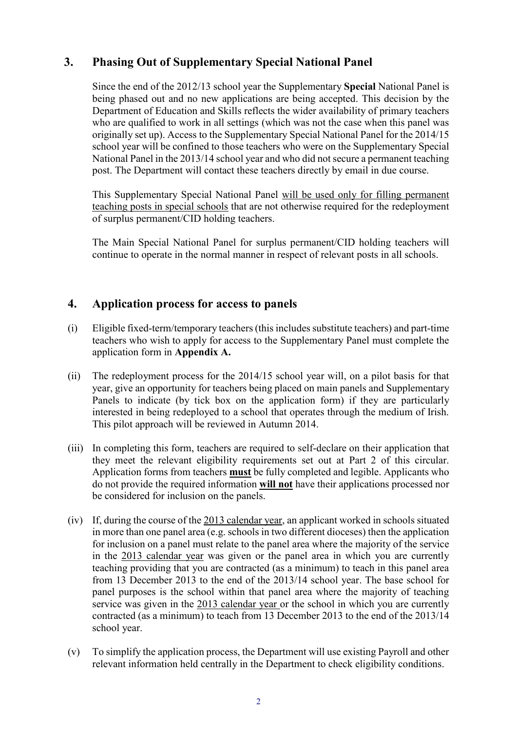## 3. Phasing Out of Supplementary Special National Panel

Since the end of the 2012/13 school year the Supplementary **Special** National Panel is being phased out and no new applications are being accepted. This decision by the Department of Education and Skills reflects the wider availability of primary teachers who are qualified to work in all settings (which was not the case when this panel was originally set up). Access to the Supplementary Special National Panel for the 2014/15 school year will be confined to those teachers who were on the Supplementary Special National Panel in the 2013/14 school year and who did not secure a permanent teaching post. The Department will contact these teachers directly by email in due course.

This Supplementary Special National Panel will be used only for filling permanent teaching posts in special schools that are not otherwise required for the redeployment of surplus permanent/CID holding teachers.

The Main Special National Panel for surplus permanent/CID holding teachers will continue to operate in the normal manner in respect of relevant posts in all schools.

## 4. Application process for access to panels

(i) Eligible fixed-term/temporary teachers (this includes substitute teachers) and part-time teachers who wish to apply for access to the Supplementary Panel must complete the application form in **Appendix A.**

(ii) The redeployment process for the 2014/15 school year will, on a pilot basis for that year, give an opportunity for teachers being placed on main panels and Supplementary Panels to indicate (by tick box on the application form) if they are particularly interested in being redeployed to a school that operates through the medium of Irish. This pilot approach will be reviewed in Autumn 2014.

(iii) In completing this form, teachers are required to self-declare on their application that they meet the relevant eligibility requirements set out at Part 2 of this circular. Application forms from teachers **must** be fully completed and legible. Applicants who do not provide the required information **will not** have their applications processed nor be considered for inclusion on the panels.

(iv) If, during the course of the 2013 calendar year, an applicant worked in schools situated in more than one panel area (e.g. schools in two different dioceses) then the application for inclusion on a panel must relate to the panel area where the majority of the service in the 2013 calendar year was given or the panel area in which you are currently teaching providing that you are contracted (as a minimum) to teach in this panel area from 13 December 2013 to the end of the 2013/14 school year. The base school for panel purposes is the school within that panel area where the majority of teaching service was given in the 2013 calendar year or the school in which you are currently contracted (as a minimum) to teach from 13 December 2013 to the end of the 2013/14 school year.

(v) To simplify the application process, the Department will use existing Payroll and other relevant information held centrally in the Department to check eligibility conditions.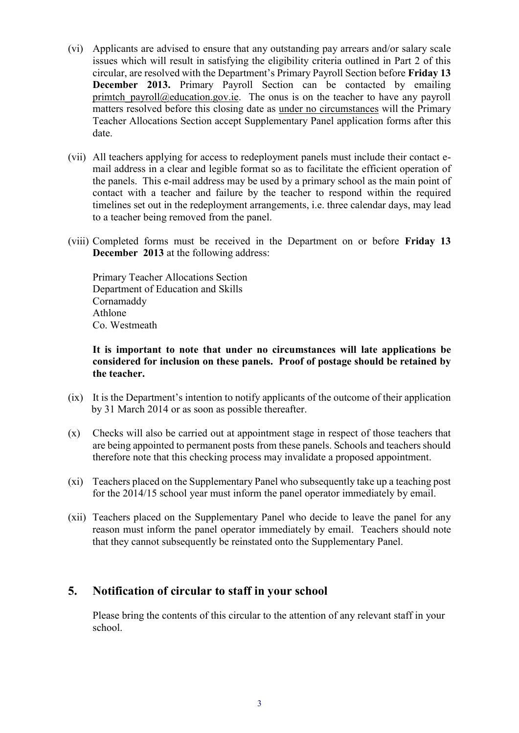(vi) Applicants are advised to ensure that any outstanding pay arrears and/or salary scale issues which will result in satisfying the eligibility criteria outlined in Part 2 of this circular, are resolved with the Department's Primary Payroll Section before **Friday 13 December 2013.** Primary Payroll Section can be contacted by emailing primtch_payroll@education.gov.ie. The onus is on the teacher to have any payroll matters resolved before this closing date as under no circumstances will the Primary Teacher Allocations Section accept Supplementary Panel application forms after this date.

(vii) All teachers applying for access to redeployment panels must include their contact e-mail address in a clear and legible format so as to facilitate the efficient operation of the panels. This e-mail address may be used by a primary school as the main point of contact with a teacher and failure by the teacher to respond within the required timelines set out in the redeployment arrangements, i.e. three calendar days, may lead to a teacher being removed from the panel.

(viii) Completed forms must be received in the Department on or before **Friday 13 December 2013** at the following address:

Primary Teacher Allocations Section
Department of Education and Skills
Cornamaddy
Athlone
Co. Westmeath

**It is important to note that under no circumstances will late applications be considered for inclusion on these panels. Proof of postage should be retained by the teacher.**

(ix) It is the Department's intention to notify applicants of the outcome of their application by 31 March 2014 or as soon as possible thereafter.

(x) Checks will also be carried out at appointment stage in respect of those teachers that are being appointed to permanent posts from these panels. Schools and teachers should therefore note that this checking process may invalidate a proposed appointment.

(xi) Teachers placed on the Supplementary Panel who subsequently take up a teaching post for the 2014/15 school year must inform the panel operator immediately by email.

(xii) Teachers placed on the Supplementary Panel who decide to leave the panel for any reason must inform the panel operator immediately by email. Teachers should note that they cannot subsequently be reinstated onto the Supplementary Panel.

## 5. Notification of circular to staff in your school

Please bring the contents of this circular to the attention of any relevant staff in your school.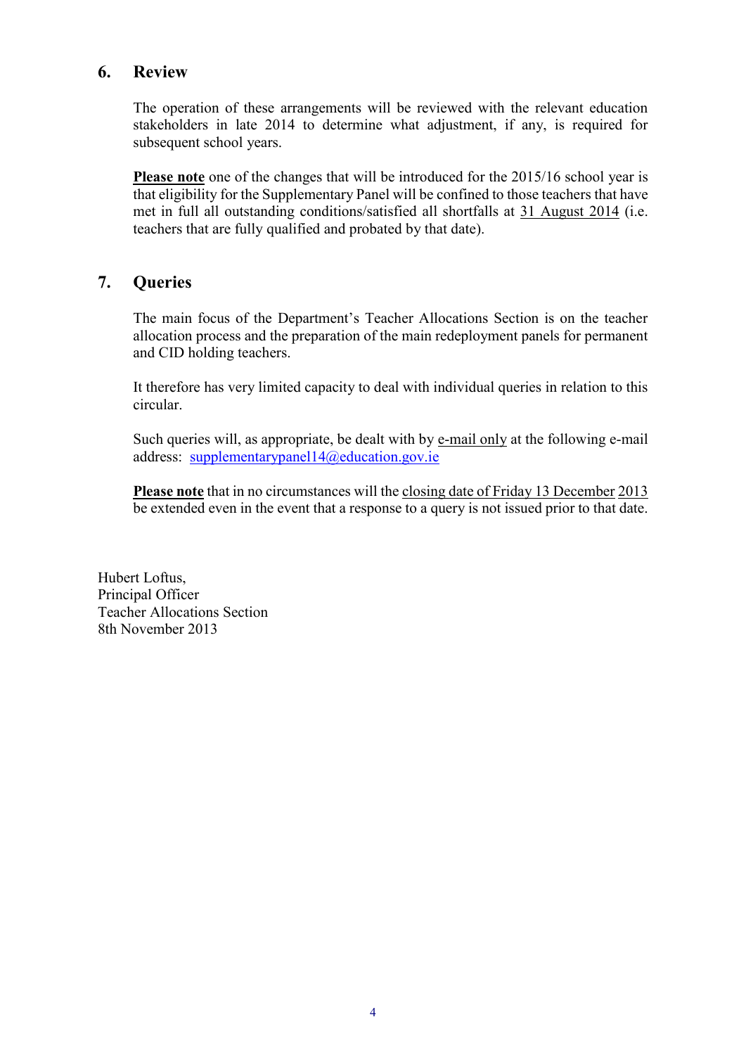## 6. Review

The operation of these arrangements will be reviewed with the relevant education stakeholders in late 2014 to determine what adjustment, if any, is required for subsequent school years.

**Please note** one of the changes that will be introduced for the 2015/16 school year is that eligibility for the Supplementary Panel will be confined to those teachers that have met in full all outstanding conditions/satisfied all shortfalls at 31 August 2014 (i.e. teachers that are fully qualified and probated by that date).

## 7. Queries

The main focus of the Department's Teacher Allocations Section is on the teacher allocation process and the preparation of the main redeployment panels for permanent and CID holding teachers.

It therefore has very limited capacity to deal with individual queries in relation to this circular.

Such queries will, as appropriate, be dealt with by e-mail only at the following e-mail address: supplementarypanel14@education.gov.ie

**Please note** that in no circumstances will the closing date of Friday 13 December 2013 be extended even in the event that a response to a query is not issued prior to that date.

Hubert Loftus,
Principal Officer
Teacher Allocations Section
8th November 2013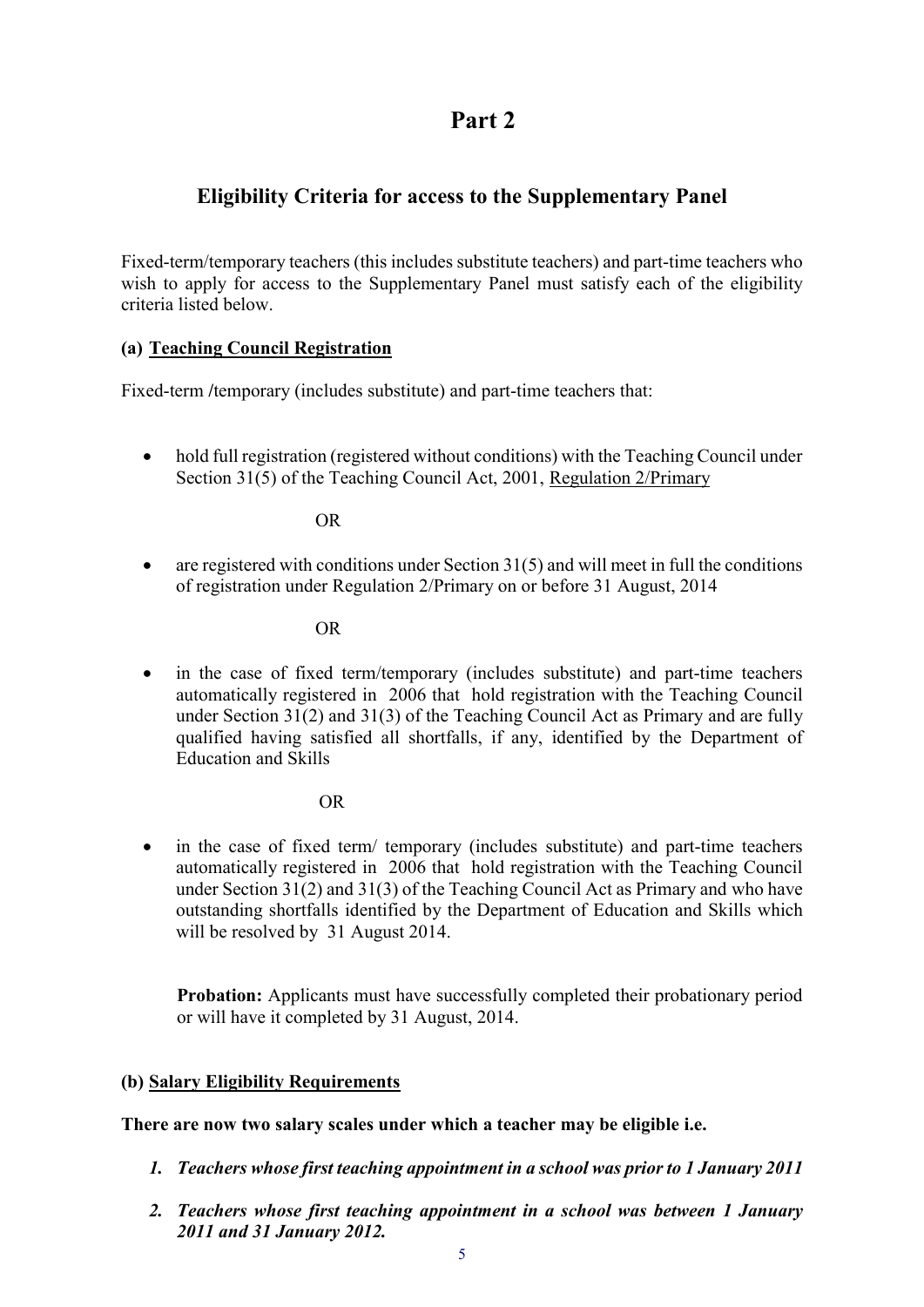# Part 2

## Eligibility Criteria for access to the Supplementary Panel

Fixed-term/temporary teachers (this includes substitute teachers) and part-time teachers who wish to apply for access to the Supplementary Panel must satisfy each of the eligibility criteria listed below.

### (a) Teaching Council Registration

Fixed-term /temporary (includes substitute) and part-time teachers that:

- hold full registration (registered without conditions) with the Teaching Council under Section 31(5) of the Teaching Council Act, 2001, Regulation 2/Primary

  OR

- are registered with conditions under Section 31(5) and will meet in full the conditions of registration under Regulation 2/Primary on or before 31 August, 2014

  OR

- in the case of fixed term/temporary (includes substitute) and part-time teachers automatically registered in 2006 that hold registration with the Teaching Council under Section 31(2) and 31(3) of the Teaching Council Act as Primary and are fully qualified having satisfied all shortfalls, if any, identified by the Department of Education and Skills

  OR

- in the case of fixed term/ temporary (includes substitute) and part-time teachers automatically registered in 2006 that hold registration with the Teaching Council under Section 31(2) and 31(3) of the Teaching Council Act as Primary and who have outstanding shortfalls identified by the Department of Education and Skills which will be resolved by 31 August 2014.

**Probation:** Applicants must have successfully completed their probationary period or will have it completed by 31 August, 2014.

### (b) Salary Eligibility Requirements

**There are now two salary scales under which a teacher may be eligible i.e.**

1. ***Teachers whose first teaching appointment in a school was prior to 1 January 2011***
2. ***Teachers whose first teaching appointment in a school was between 1 January 2011 and 31 January 2012.***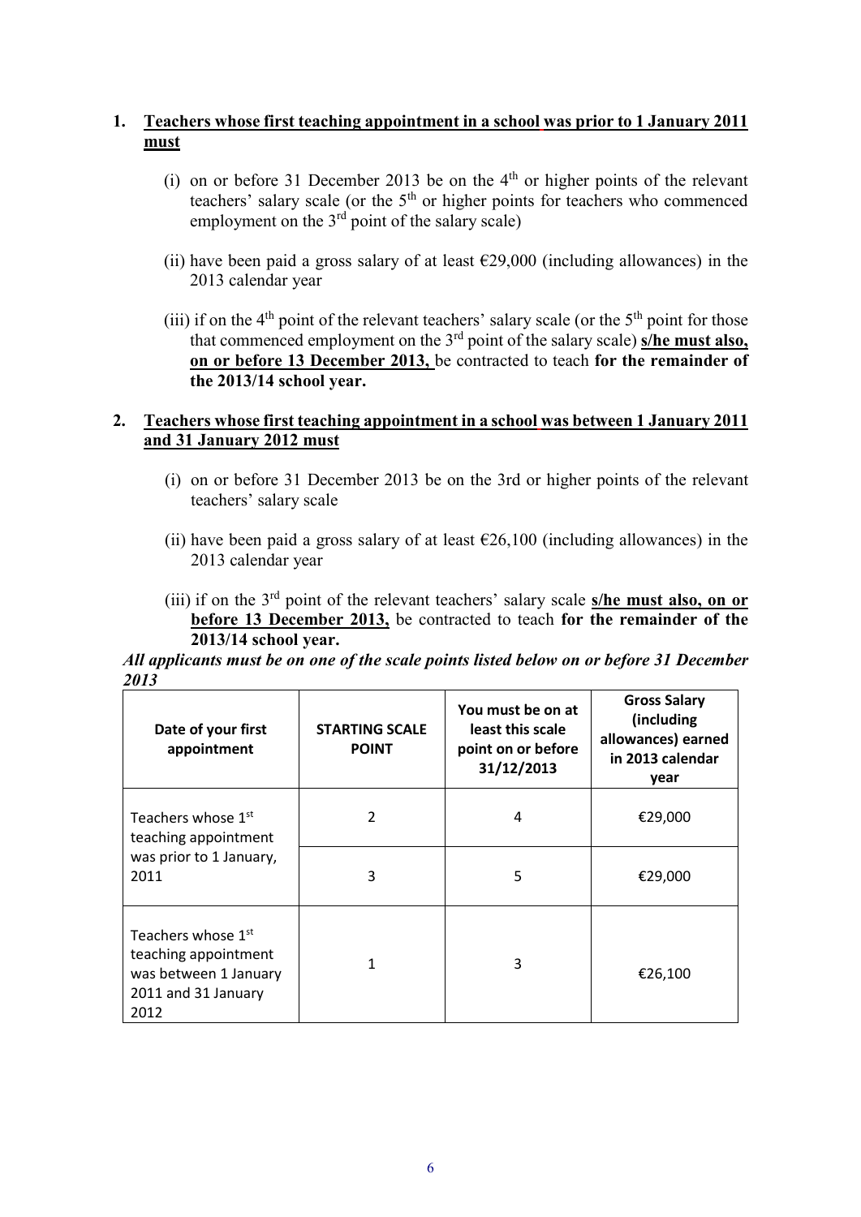1. **Teachers whose first teaching appointment in a school was prior to 1 January 2011 must**

   (i) on or before 31 December 2013 be on the 4th or higher points of the relevant teachers' salary scale (or the 5th or higher points for teachers who commenced employment on the 3rd point of the salary scale)

   (ii) have been paid a gross salary of at least €29,000 (including allowances) in the 2013 calendar year

   (iii) if on the 4th point of the relevant teachers' salary scale (or the 5th point for those that commenced employment on the 3rd point of the salary scale) **s/he must also, on or before 13 December 2013,** be contracted to teach **for the remainder of the 2013/14 school year.**

2. **Teachers whose first teaching appointment in a school was between 1 January 2011 and 31 January 2012 must**

   (i) on or before 31 December 2013 be on the 3rd or higher points of the relevant teachers' salary scale

   (ii) have been paid a gross salary of at least €26,100 (including allowances) in the 2013 calendar year

   (iii) if on the 3rd point of the relevant teachers' salary scale **s/he must also, on or before 13 December 2013,** be contracted to teach **for the remainder of the 2013/14 school year.**

***All applicants must be on one of the scale points listed below on or before 31 December 2013***

| Date of your first appointment | STARTING SCALE POINT | You must be on at least this scale point on or before 31/12/2013 | Gross Salary (including allowances) earned in 2013 calendar year |
|---|---|---|---|
| Teachers whose 1st teaching appointment was prior to 1 January, 2011 | 2 | 4 | €29,000 |
| | 3 | 5 | €29,000 |
| Teachers whose 1st teaching appointment was between 1 January 2011 and 31 January 2012 | 1 | 3 | €26,100 |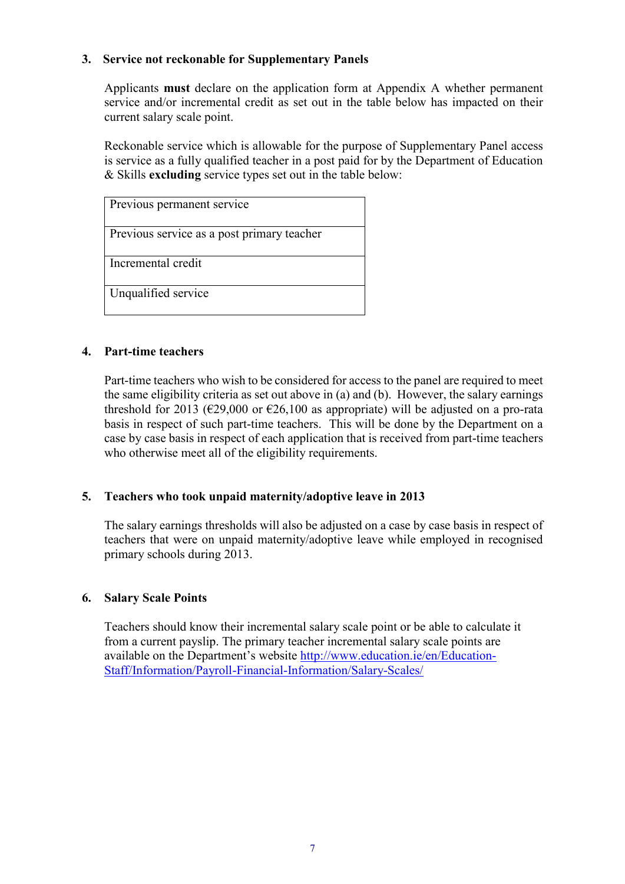### 3. Service not reckonable for Supplementary Panels

Applicants **must** declare on the application form at Appendix A whether permanent service and/or incremental credit as set out in the table below has impacted on their current salary scale point.

Reckonable service which is allowable for the purpose of Supplementary Panel access is service as a fully qualified teacher in a post paid for by the Department of Education & Skills **excluding** service types set out in the table below:

| |
|---|
| Previous permanent service |
| Previous service as a post primary teacher |
| Incremental credit |
| Unqualified service |

### 4. Part-time teachers

Part-time teachers who wish to be considered for access to the panel are required to meet the same eligibility criteria as set out above in (a) and (b). However, the salary earnings threshold for 2013 (€29,000 or €26,100 as appropriate) will be adjusted on a pro-rata basis in respect of such part-time teachers. This will be done by the Department on a case by case basis in respect of each application that is received from part-time teachers who otherwise meet all of the eligibility requirements.

### 5. Teachers who took unpaid maternity/adoptive leave in 2013

The salary earnings thresholds will also be adjusted on a case by case basis in respect of teachers that were on unpaid maternity/adoptive leave while employed in recognised primary schools during 2013.

### 6. Salary Scale Points

Teachers should know their incremental salary scale point or be able to calculate it from a current payslip. The primary teacher incremental salary scale points are available on the Department's website http://www.education.ie/en/Education-Staff/Information/Payroll-Financial-Information/Salary-Scales/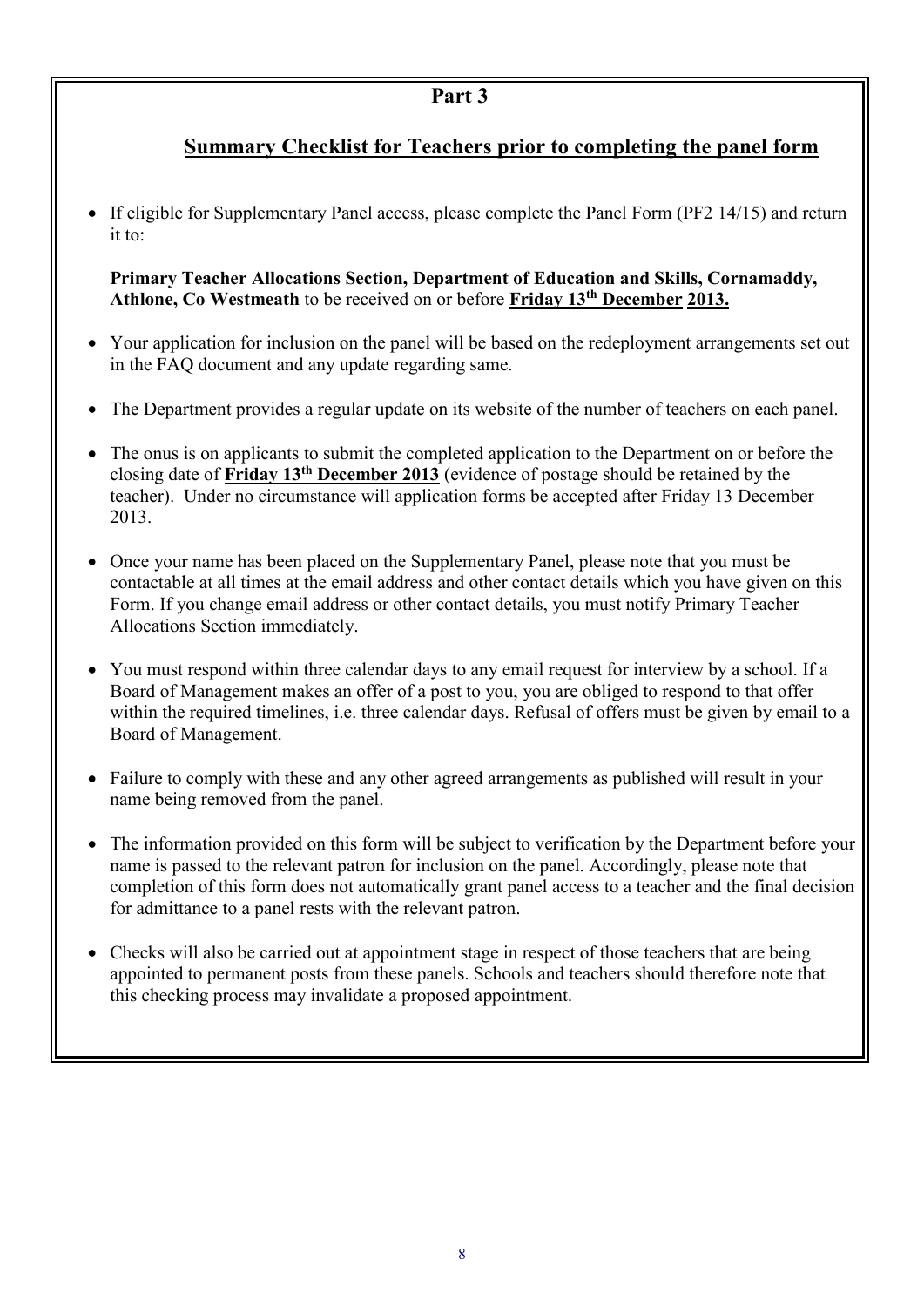## Part 3

## Summary Checklist for Teachers prior to completing the panel form

- If eligible for Supplementary Panel access, please complete the Panel Form (PF2 14/15) and return it to:

  **Primary Teacher Allocations Section, Department of Education and Skills, Cornamaddy, Athlone, Co Westmeath** to be received on or before **Friday 13th December 2013.**

- Your application for inclusion on the panel will be based on the redeployment arrangements set out in the FAQ document and any update regarding same.

- The Department provides a regular update on its website of the number of teachers on each panel.

- The onus is on applicants to submit the completed application to the Department on or before the closing date of **Friday 13th December 2013** (evidence of postage should be retained by the teacher). Under no circumstance will application forms be accepted after Friday 13 December 2013.

- Once your name has been placed on the Supplementary Panel, please note that you must be contactable at all times at the email address and other contact details which you have given on this Form. If you change email address or other contact details, you must notify Primary Teacher Allocations Section immediately.

- You must respond within three calendar days to any email request for interview by a school. If a Board of Management makes an offer of a post to you, you are obliged to respond to that offer within the required timelines, i.e. three calendar days. Refusal of offers must be given by email to a Board of Management.

- Failure to comply with these and any other agreed arrangements as published will result in your name being removed from the panel.

- The information provided on this form will be subject to verification by the Department before your name is passed to the relevant patron for inclusion on the panel. Accordingly, please note that completion of this form does not automatically grant panel access to a teacher and the final decision for admittance to a panel rests with the relevant patron.

- Checks will also be carried out at appointment stage in respect of those teachers that are being appointed to permanent posts from these panels. Schools and teachers should therefore note that this checking process may invalidate a proposed appointment.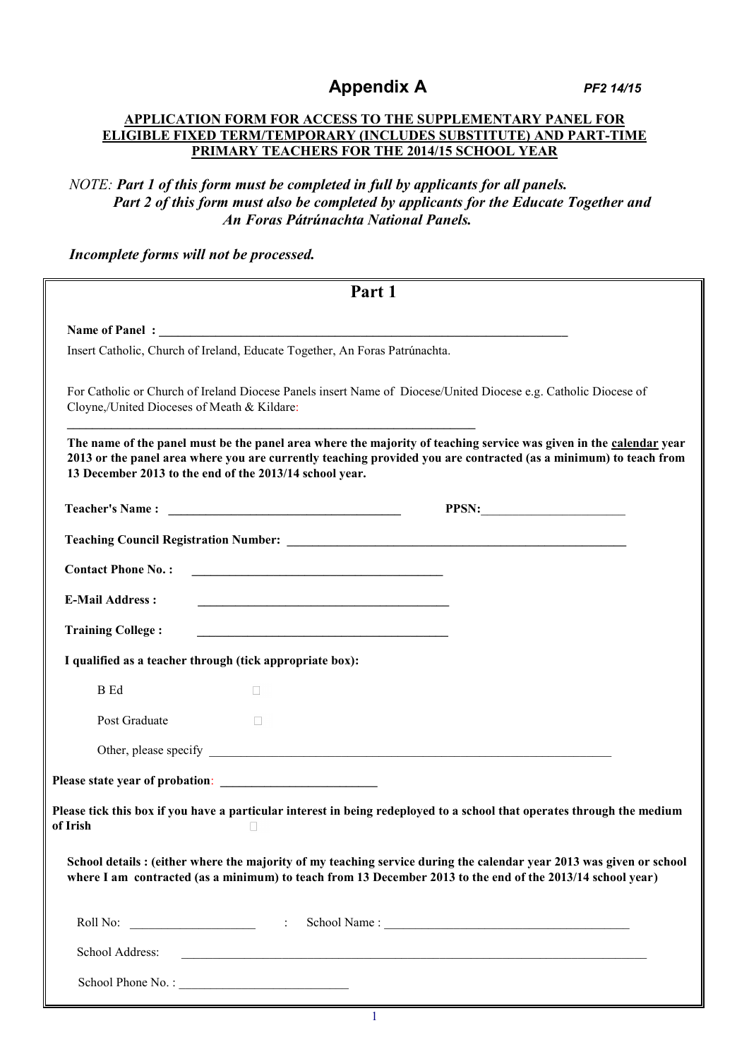# Appendix A

*PF2 14/15*

**APPLICATION FORM FOR ACCESS TO THE SUPPLEMENTARY PANEL FOR ELIGIBLE FIXED TERM/TEMPORARY (INCLUDES SUBSTITUTE) AND PART-TIME PRIMARY TEACHERS FOR THE 2014/15 SCHOOL YEAR**

*NOTE: **Part 1 of this form must be completed in full by applicants for all panels.***
***Part 2 of this form must also be completed by applicants for the Educate Together and An Foras Pátrúnachta National Panels.***

***Incomplete forms will not be processed.***

## Part 1

**Name of Panel :** ______________________________________________

Insert Catholic, Church of Ireland, Educate Together, An Foras Patrúnachta.

For Catholic or Church of Ireland Diocese Panels insert Name of Diocese/United Diocese e.g. Catholic Diocese of Cloyne,/United Dioceses of Meath & Kildare:

______________________________________________

**The name of the panel must be the panel area where the majority of teaching service was given in the calendar year 2013 or the panel area where you are currently teaching provided you are contracted (as a minimum) to teach from 13 December 2013 to the end of the 2013/14 school year.**

**Teacher's Name :** ______________________________ **PPSN:** ____________________

**Teaching Council Registration Number:** ______________________________________________

**Contact Phone No. :** ______________________________

**E-Mail Address :** ______________________________

**Training College :** ______________________________

**I qualified as a teacher through (tick appropriate box):**

B Ed ☐

Post Graduate ☐

Other, please specify ______________________________________________

**Please state year of probation:** ____________________

**Please tick this box if you have a particular interest in being redeployed to a school that operates through the medium of Irish** ☐

**School details : (either where the majority of my teaching service during the calendar year 2013 was given or school where I am contracted (as a minimum) to teach from 13 December 2013 to the end of the 2013/14 school year)**

Roll No: ____________________ : School Name : ______________________________

School Address: ______________________________________________

School Phone No. : ____________________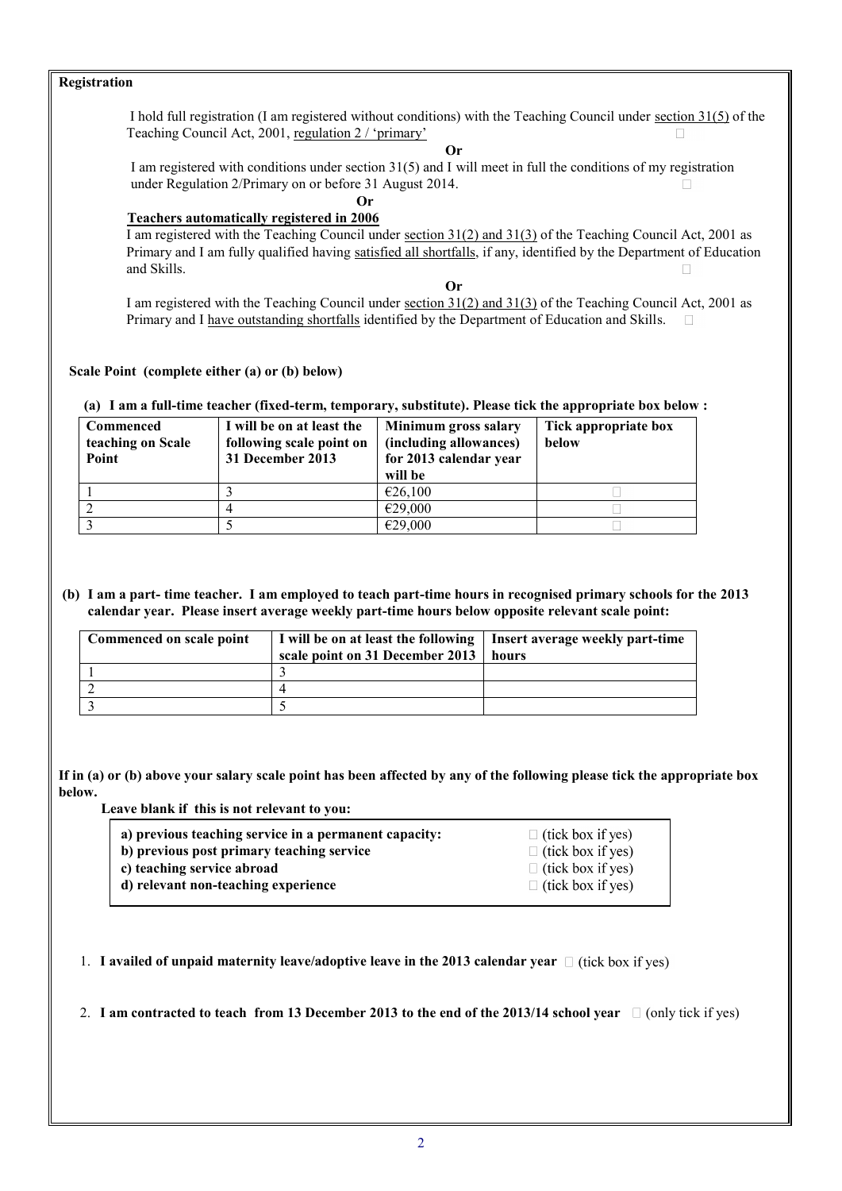**Registration**

I hold full registration (I am registered without conditions) with the Teaching Council under section 31(5) of the Teaching Council Act, 2001, regulation 2 / 'primary' ☐

**Or**

I am registered with conditions under section 31(5) and I will meet in full the conditions of my registration under Regulation 2/Primary on or before 31 August 2014. ☐

**Or**

**Teachers automatically registered in 2006**

I am registered with the Teaching Council under section 31(2) and 31(3) of the Teaching Council Act, 2001 as Primary and I am fully qualified having satisfied all shortfalls, if any, identified by the Department of Education and Skills. ☐

**Or**

I am registered with the Teaching Council under section 31(2) and 31(3) of the Teaching Council Act, 2001 as Primary and I have outstanding shortfalls identified by the Department of Education and Skills. ☐

**Scale Point (complete either (a) or (b) below)**

**(a) I am a full-time teacher (fixed-term, temporary, substitute). Please tick the appropriate box below :**

| Commenced teaching on Scale Point | I will be on at least the following scale point on 31 December 2013 | Minimum gross salary (including allowances) for 2013 calendar year will be | Tick appropriate box below |
|---|---|---|---|
| 1 | 3 | €26,100 | ☐ |
| 2 | 4 | €29,000 | ☐ |
| 3 | 5 | €29,000 | ☐ |

**(b) I am a part- time teacher. I am employed to teach part-time hours in recognised primary schools for the 2013 calendar year. Please insert average weekly part-time hours below opposite relevant scale point:**

| Commenced on scale point | I will be on at least the following scale point on 31 December 2013 | Insert average weekly part-time hours |
|---|---|---|
| 1 | 3 | |
| 2 | 4 | |
| 3 | 5 | |

**If in (a) or (b) above your salary scale point has been affected by any of the following please tick the appropriate box below.**

**Leave blank if this is not relevant to you:**

| | |
|---|---|
| **a) previous teaching service in a permanent capacity:** | ☐ (tick box if yes) |
| **b) previous post primary teaching service** | ☐ (tick box if yes) |
| **c) teaching service abroad** | ☐ (tick box if yes) |
| **d) relevant non-teaching experience** | ☐ (tick box if yes) |

1. **I availed of unpaid maternity leave/adoptive leave in the 2013 calendar year** ☐ (tick box if yes)

2. **I am contracted to teach from 13 December 2013 to the end of the 2013/14 school year** ☐ (only tick if yes)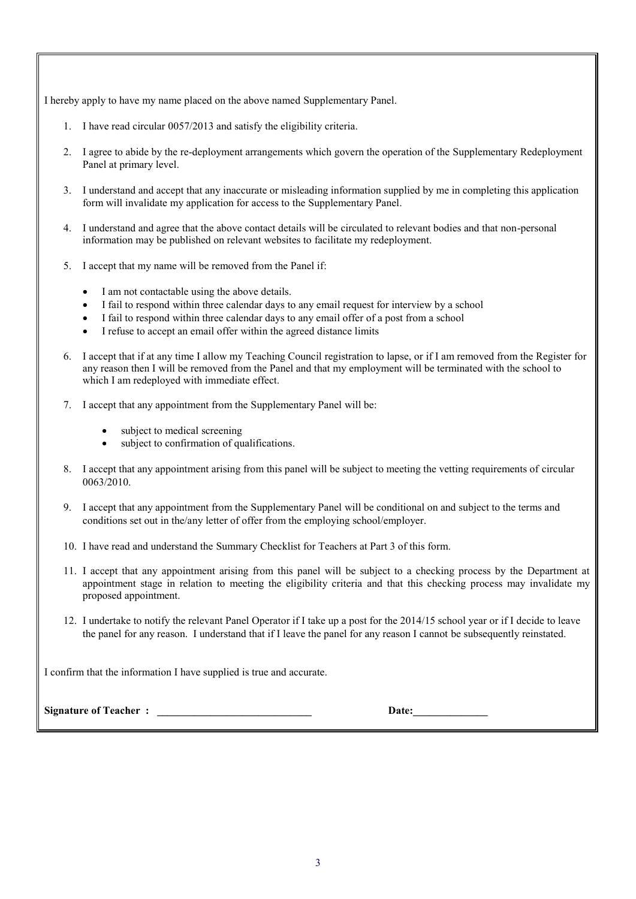I hereby apply to have my name placed on the above named Supplementary Panel.

1. I have read circular 0057/2013 and satisfy the eligibility criteria.

2. I agree to abide by the re-deployment arrangements which govern the operation of the Supplementary Redeployment Panel at primary level.

3. I understand and accept that any inaccurate or misleading information supplied by me in completing this application form will invalidate my application for access to the Supplementary Panel.

4. I understand and agree that the above contact details will be circulated to relevant bodies and that non-personal information may be published on relevant websites to facilitate my redeployment.

5. I accept that my name will be removed from the Panel if:

   - I am not contactable using the above details.
   - I fail to respond within three calendar days to any email request for interview by a school
   - I fail to respond within three calendar days to any email offer of a post from a school
   - I refuse to accept an email offer within the agreed distance limits

6. I accept that if at any time I allow my Teaching Council registration to lapse, or if I am removed from the Register for any reason then I will be removed from the Panel and that my employment will be terminated with the school to which I am redeployed with immediate effect.

7. I accept that any appointment from the Supplementary Panel will be:

   - subject to medical screening
   - subject to confirmation of qualifications.

8. I accept that any appointment arising from this panel will be subject to meeting the vetting requirements of circular 0063/2010.

9. I accept that any appointment from the Supplementary Panel will be conditional on and subject to the terms and conditions set out in the/any letter of offer from the employing school/employer.

10. I have read and understand the Summary Checklist for Teachers at Part 3 of this form.

11. I accept that any appointment arising from this panel will be subject to a checking process by the Department at appointment stage in relation to meeting the eligibility criteria and that this checking process may invalidate my proposed appointment.

12. I undertake to notify the relevant Panel Operator if I take up a post for the 2014/15 school year or if I decide to leave the panel for any reason. I understand that if I leave the panel for any reason I cannot be subsequently reinstated.

I confirm that the information I have supplied is true and accurate.

**Signature of Teacher : \_\_\_\_\_\_\_\_\_\_\_\_\_\_\_\_\_\_\_\_\_\_\_\_\_\_\_\_\_\_** **Date:\_\_\_\_\_\_\_\_\_\_\_\_\_\_**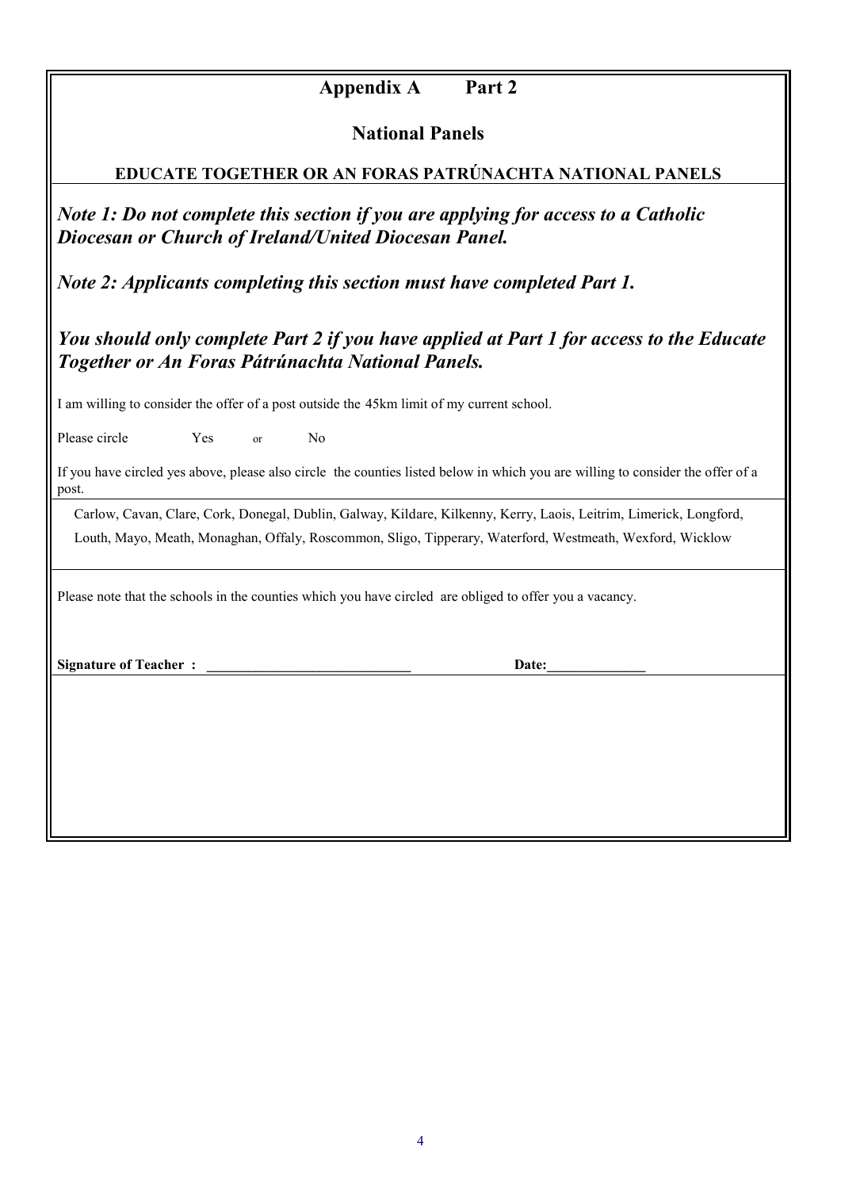# Appendix A Part 2

## National Panels

### EDUCATE TOGETHER OR AN FORAS PATRÚNACHTA NATIONAL PANELS

***Note 1: Do not complete this section if you are applying for access to a Catholic Diocesan or Church of Ireland/United Diocesan Panel.***

***Note 2: Applicants completing this section must have completed Part 1.***

***You should only complete Part 2 if you have applied at Part 1 for access to the Educate Together or An Foras Pátrúnachta National Panels.***

I am willing to consider the offer of a post outside the 45km limit of my current school.

Please circle Yes or No

If you have circled yes above, please also circle the counties listed below in which you are willing to consider the offer of a post.

Carlow, Cavan, Clare, Cork, Donegal, Dublin, Galway, Kildare, Kilkenny, Kerry, Laois, Leitrim, Limerick, Longford, Louth, Mayo, Meath, Monaghan, Offaly, Roscommon, Sligo, Tipperary, Waterford, Westmeath, Wexford, Wicklow

Please note that the schools in the counties which you have circled are obliged to offer you a vacancy.

**Signature of Teacher :** _____________________________ **Date:**______________